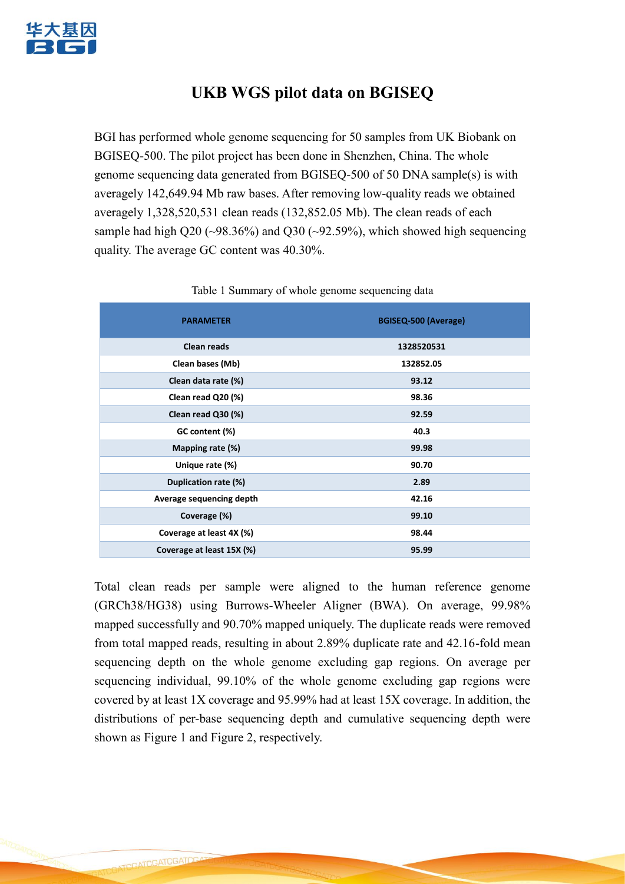# UKB WGS pilot data on BGISEQ

BGI has performed whole genome sequencing for 50 samples from UK Biobank on BGISEQ-500. The pilot project has been done in Shenzhen, China. The whole genome sequencing data generated from BGISEQ-500 of 50 DNA sample(s) is with averagely 142,649.94 Mb raw bases. After removing low-quality reads we obtained averagely 1,328,520,531 clean reads (132,852.05 Mb). The clean reads of each sample had high Q20 (~98.36%) and Q30 (~92.59%), which showed high sequencing quality. The average GC content was 40.30%.

Table 1 Summary of whole genome sequencing data

| PARAMETER | BGISEQ-500 (Average) |
|---|---|
| Clean reads | 1328520531 |
| Clean bases (Mb) | 132852.05 |
| Clean data rate (%) | 93.12 |
| Clean read Q20 (%) | 98.36 |
| Clean read Q30 (%) | 92.59 |
| GC content (%) | 40.3 |
| Mapping rate (%) | 99.98 |
| Unique rate (%) | 90.70 |
| Duplication rate (%) | 2.89 |
| Average sequencing depth | 42.16 |
| Coverage (%) | 99.10 |
| Coverage at least 4X (%) | 98.44 |
| Coverage at least 15X (%) | 95.99 |

Total clean reads per sample were aligned to the human reference genome (GRCh38/HG38) using Burrows-Wheeler Aligner (BWA). On average, 99.98% mapped successfully and 90.70% mapped uniquely. The duplicate reads were removed from total mapped reads, resulting in about 2.89% duplicate rate and 42.16-fold mean sequencing depth on the whole genome excluding gap regions. On average per sequencing individual, 99.10% of the whole genome excluding gap regions were covered by at least 1X coverage and 95.99% had at least 15X coverage. In addition, the distributions of per-base sequencing depth and cumulative sequencing depth were shown as Figure 1 and Figure 2, respectively.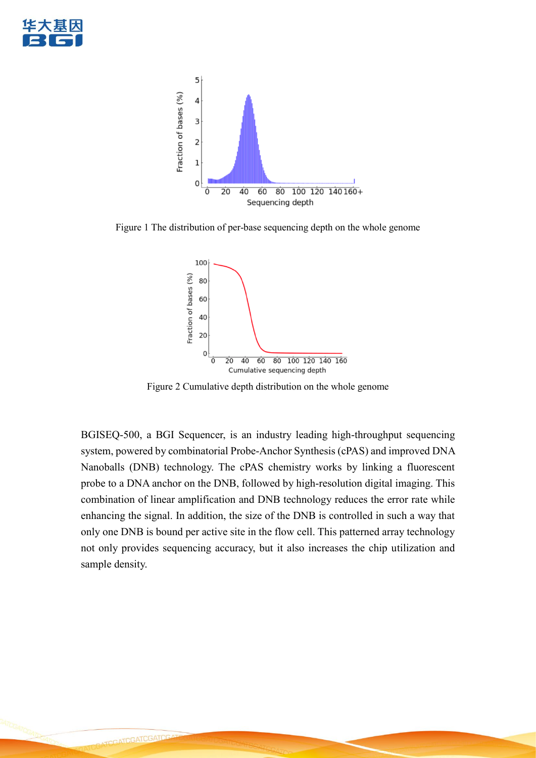Figure 1 The distribution of per-base sequencing depth on the whole genome

Figure 2 Cumulative depth distribution on the whole genome

BGISEQ-500, a BGI Sequencer, is an industry leading high-throughput sequencing system, powered by combinatorial Probe-Anchor Synthesis (cPAS) and improved DNA Nanoballs (DNB) technology. The cPAS chemistry works by linking a fluorescent probe to a DNA anchor on the DNB, followed by high-resolution digital imaging. This combination of linear amplification and DNB technology reduces the error rate while enhancing the signal. In addition, the size of the DNB is controlled in such a way that only one DNB is bound per active site in the flow cell. This patterned array technology not only provides sequencing accuracy, but it also increases the chip utilization and sample density.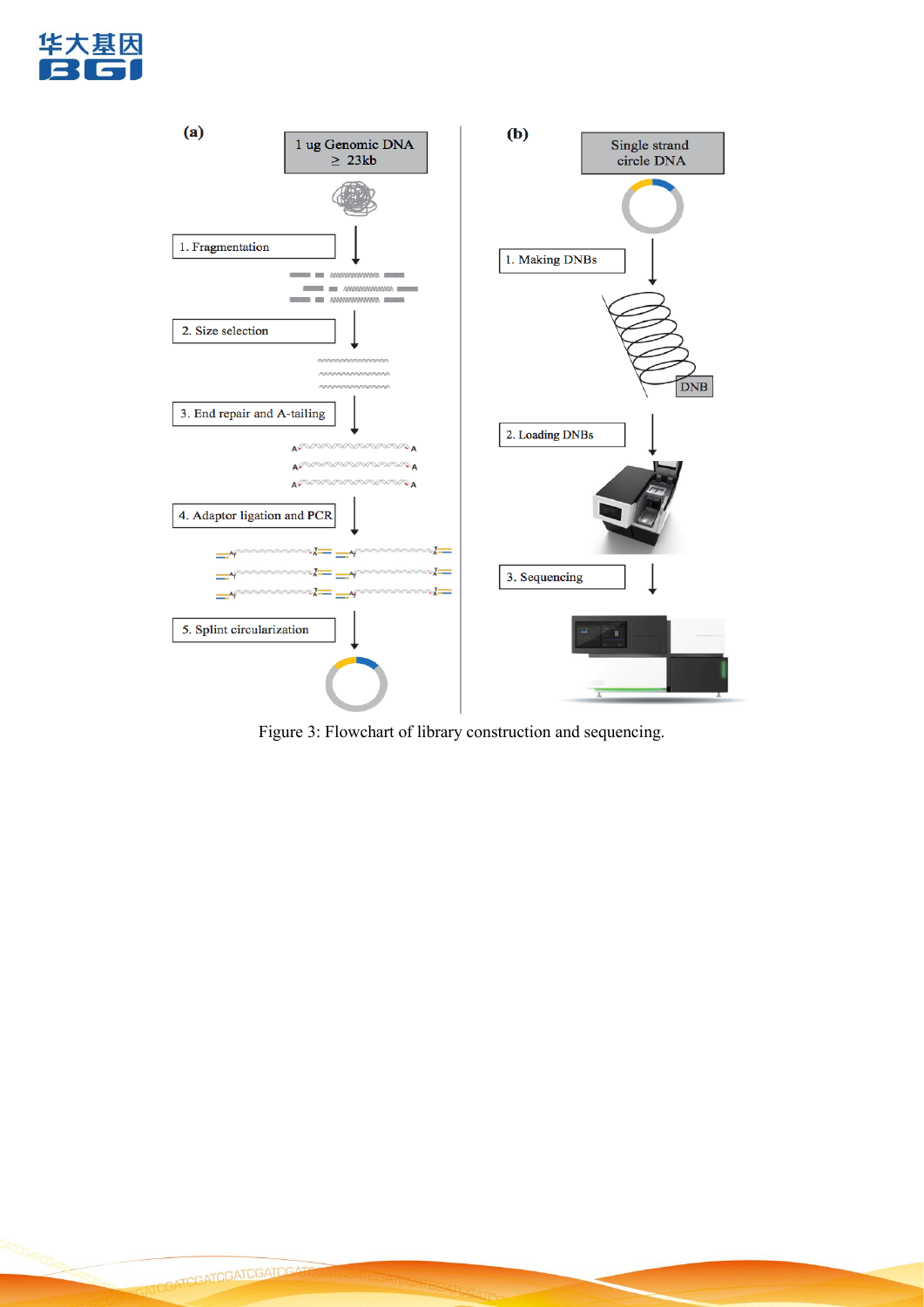(a)

1 ug Genomic DNA
≥ 23kb

1. Fragmentation

2. Size selection

3. End repair and A-tailing

4. Adaptor ligation and PCR

5. Splint circularization

(b)

Single strand
circle DNA

1. Making DNBs

DNB

2. Loading DNBs

3. Sequencing

Figure 3: Flowchart of library construction and sequencing.